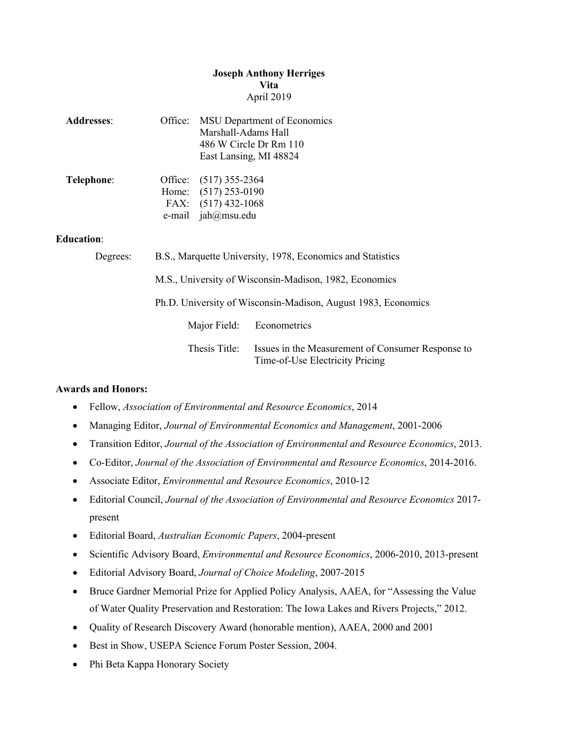**Joseph Anthony Herriges**
**Vita**
April 2019

**Addresses**: Office: MSU Department of Economics
Marshall-Adams Hall
486 W Circle Dr Rm 110
East Lansing, MI 48824

**Telephone**: Office: (517) 355-2364
Home: (517) 253-0190
FAX: (517) 432-1068
e-mail jah@msu.edu

**Education**:

Degrees: B.S., Marquette University, 1978, Economics and Statistics

M.S., University of Wisconsin-Madison, 1982, Economics

Ph.D. University of Wisconsin-Madison, August 1983, Economics

Major Field: Econometrics

Thesis Title: Issues in the Measurement of Consumer Response to Time-of-Use Electricity Pricing

**Awards and Honors:**

- Fellow, *Association of Environmental and Resource Economics*, 2014
- Managing Editor, *Journal of Environmental Economics and Management*, 2001-2006
- Transition Editor, *Journal of the Association of Environmental and Resource Economics*, 2013.
- Co-Editor, *Journal of the Association of Environmental and Resource Economics*, 2014-2016.
- Associate Editor, *Environmental and Resource Economics*, 2010-12
- Editorial Council, *Journal of the Association of Environmental and Resource Economics* 2017-present
- Editorial Board, *Australian Economic Papers*, 2004-present
- Scientific Advisory Board, *Environmental and Resource Economics*, 2006-2010, 2013-present
- Editorial Advisory Board, *Journal of Choice Modeling*, 2007-2015
- Bruce Gardner Memorial Prize for Applied Policy Analysis, AAEA, for "Assessing the Value of Water Quality Preservation and Restoration: The Iowa Lakes and Rivers Projects," 2012.
- Quality of Research Discovery Award (honorable mention), AAEA, 2000 and 2001
- Best in Show, USEPA Science Forum Poster Session, 2004.
- Phi Beta Kappa Honorary Society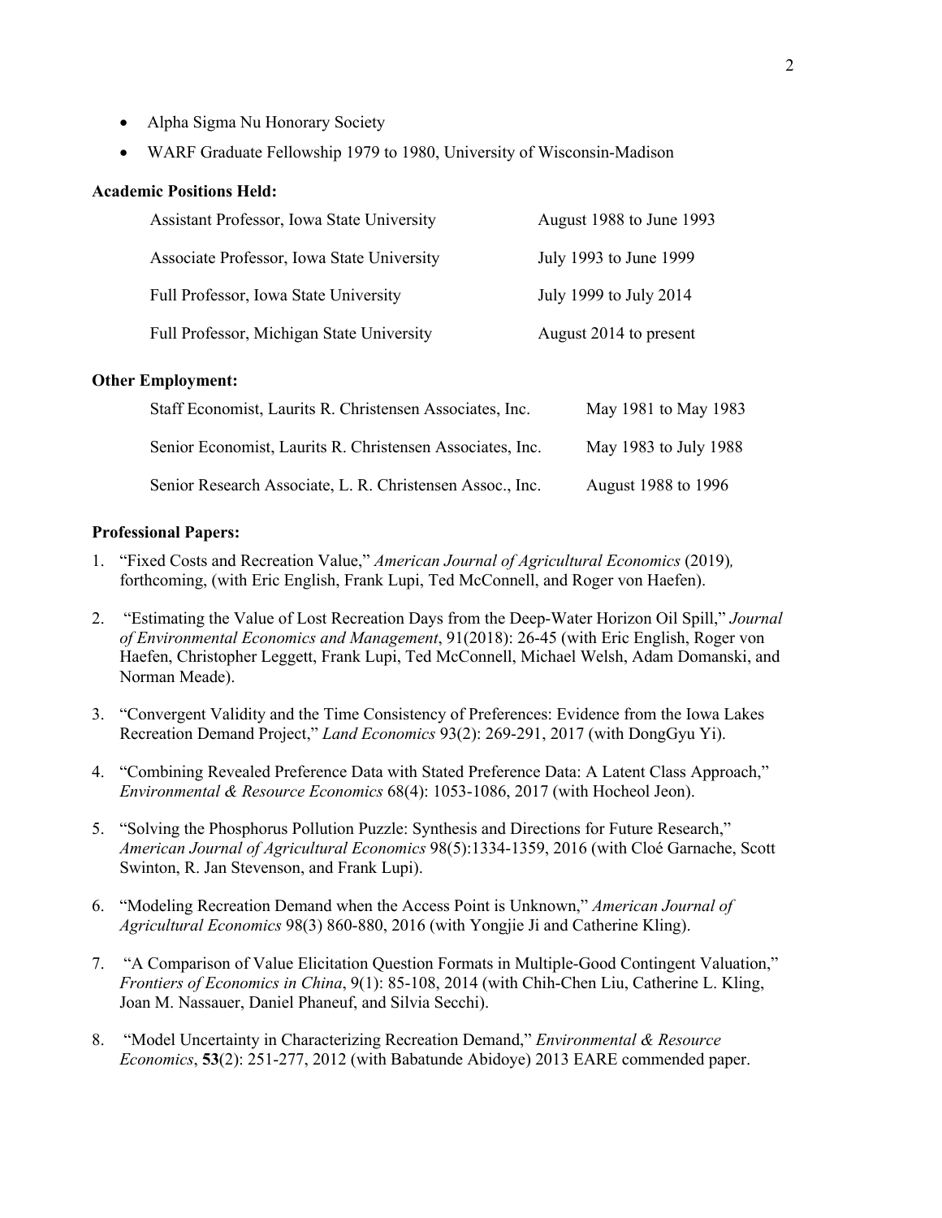- Alpha Sigma Nu Honorary Society
- WARF Graduate Fellowship 1979 to 1980, University of Wisconsin-Madison

**Academic Positions Held:**

| | |
|---|---|
| Assistant Professor, Iowa State University | August 1988 to June 1993 |
| Associate Professor, Iowa State University | July 1993 to June 1999 |
| Full Professor, Iowa State University | July 1999 to July 2014 |
| Full Professor, Michigan State University | August 2014 to present |

**Other Employment:**

| | |
|---|---|
| Staff Economist, Laurits R. Christensen Associates, Inc. | May 1981 to May 1983 |
| Senior Economist, Laurits R. Christensen Associates, Inc. | May 1983 to July 1988 |
| Senior Research Associate, L. R. Christensen Assoc., Inc. | August 1988 to 1996 |

**Professional Papers:**

1. "Fixed Costs and Recreation Value," *American Journal of Agricultural Economics* (2019)*,* forthcoming, (with Eric English, Frank Lupi, Ted McConnell, and Roger von Haefen).
2. "Estimating the Value of Lost Recreation Days from the Deep-Water Horizon Oil Spill," *Journal of Environmental Economics and Management*, 91(2018): 26-45 (with Eric English, Roger von Haefen, Christopher Leggett, Frank Lupi, Ted McConnell, Michael Welsh, Adam Domanski, and Norman Meade).
3. "Convergent Validity and the Time Consistency of Preferences: Evidence from the Iowa Lakes Recreation Demand Project," *Land Economics* 93(2): 269-291, 2017 (with DongGyu Yi).
4. "Combining Revealed Preference Data with Stated Preference Data: A Latent Class Approach," *Environmental & Resource Economics* 68(4): 1053-1086, 2017 (with Hocheol Jeon).
5. "Solving the Phosphorus Pollution Puzzle: Synthesis and Directions for Future Research," *American Journal of Agricultural Economics* 98(5):1334-1359, 2016 (with Cloé Garnache, Scott Swinton, R. Jan Stevenson, and Frank Lupi).
6. "Modeling Recreation Demand when the Access Point is Unknown," *American Journal of Agricultural Economics* 98(3) 860-880, 2016 (with Yongjie Ji and Catherine Kling).
7. "A Comparison of Value Elicitation Question Formats in Multiple-Good Contingent Valuation," *Frontiers of Economics in China*, 9(1): 85-108, 2014 (with Chih-Chen Liu, Catherine L. Kling, Joan M. Nassauer, Daniel Phaneuf, and Silvia Secchi).
8. "Model Uncertainty in Characterizing Recreation Demand," *Environmental & Resource Economics*, **53**(2): 251-277, 2012 (with Babatunde Abidoye) 2013 EARE commended paper.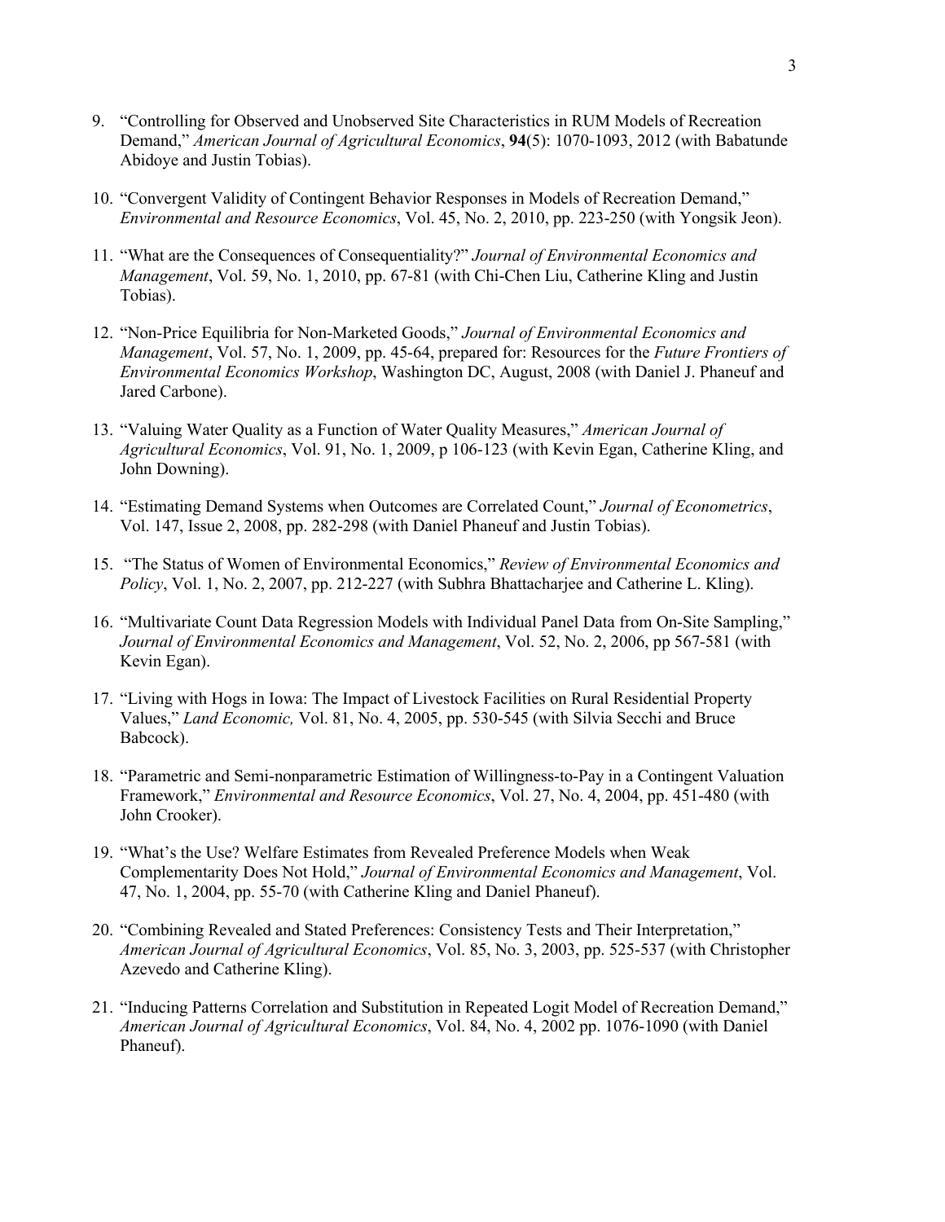9. "Controlling for Observed and Unobserved Site Characteristics in RUM Models of Recreation Demand," *American Journal of Agricultural Economics*, **94**(5): 1070-1093, 2012 (with Babatunde Abidoye and Justin Tobias).

10. "Convergent Validity of Contingent Behavior Responses in Models of Recreation Demand," *Environmental and Resource Economics*, Vol. 45, No. 2, 2010, pp. 223-250 (with Yongsik Jeon).

11. "What are the Consequences of Consequentiality?" *Journal of Environmental Economics and Management*, Vol. 59, No. 1, 2010, pp. 67-81 (with Chi-Chen Liu, Catherine Kling and Justin Tobias).

12. "Non-Price Equilibria for Non-Marketed Goods," *Journal of Environmental Economics and Management*, Vol. 57, No. 1, 2009, pp. 45-64, prepared for: Resources for the *Future Frontiers of Environmental Economics Workshop*, Washington DC, August, 2008 (with Daniel J. Phaneuf and Jared Carbone).

13. "Valuing Water Quality as a Function of Water Quality Measures," *American Journal of Agricultural Economics*, Vol. 91, No. 1, 2009, p 106-123 (with Kevin Egan, Catherine Kling, and John Downing).

14. "Estimating Demand Systems when Outcomes are Correlated Count," *Journal of Econometrics*, Vol. 147, Issue 2, 2008, pp. 282-298 (with Daniel Phaneuf and Justin Tobias).

15. "The Status of Women of Environmental Economics," *Review of Environmental Economics and Policy*, Vol. 1, No. 2, 2007, pp. 212-227 (with Subhra Bhattacharjee and Catherine L. Kling).

16. "Multivariate Count Data Regression Models with Individual Panel Data from On-Site Sampling," *Journal of Environmental Economics and Management*, Vol. 52, No. 2, 2006, pp 567-581 (with Kevin Egan).

17. "Living with Hogs in Iowa: The Impact of Livestock Facilities on Rural Residential Property Values," *Land Economic,* Vol. 81, No. 4, 2005, pp. 530-545 (with Silvia Secchi and Bruce Babcock).

18. "Parametric and Semi-nonparametric Estimation of Willingness-to-Pay in a Contingent Valuation Framework," *Environmental and Resource Economics*, Vol. 27, No. 4, 2004, pp. 451-480 (with John Crooker).

19. "What's the Use? Welfare Estimates from Revealed Preference Models when Weak Complementarity Does Not Hold," *Journal of Environmental Economics and Management*, Vol. 47, No. 1, 2004, pp. 55-70 (with Catherine Kling and Daniel Phaneuf).

20. "Combining Revealed and Stated Preferences: Consistency Tests and Their Interpretation," *American Journal of Agricultural Economics*, Vol. 85, No. 3, 2003, pp. 525-537 (with Christopher Azevedo and Catherine Kling).

21. "Inducing Patterns Correlation and Substitution in Repeated Logit Model of Recreation Demand," *American Journal of Agricultural Economics*, Vol. 84, No. 4, 2002 pp. 1076-1090 (with Daniel Phaneuf).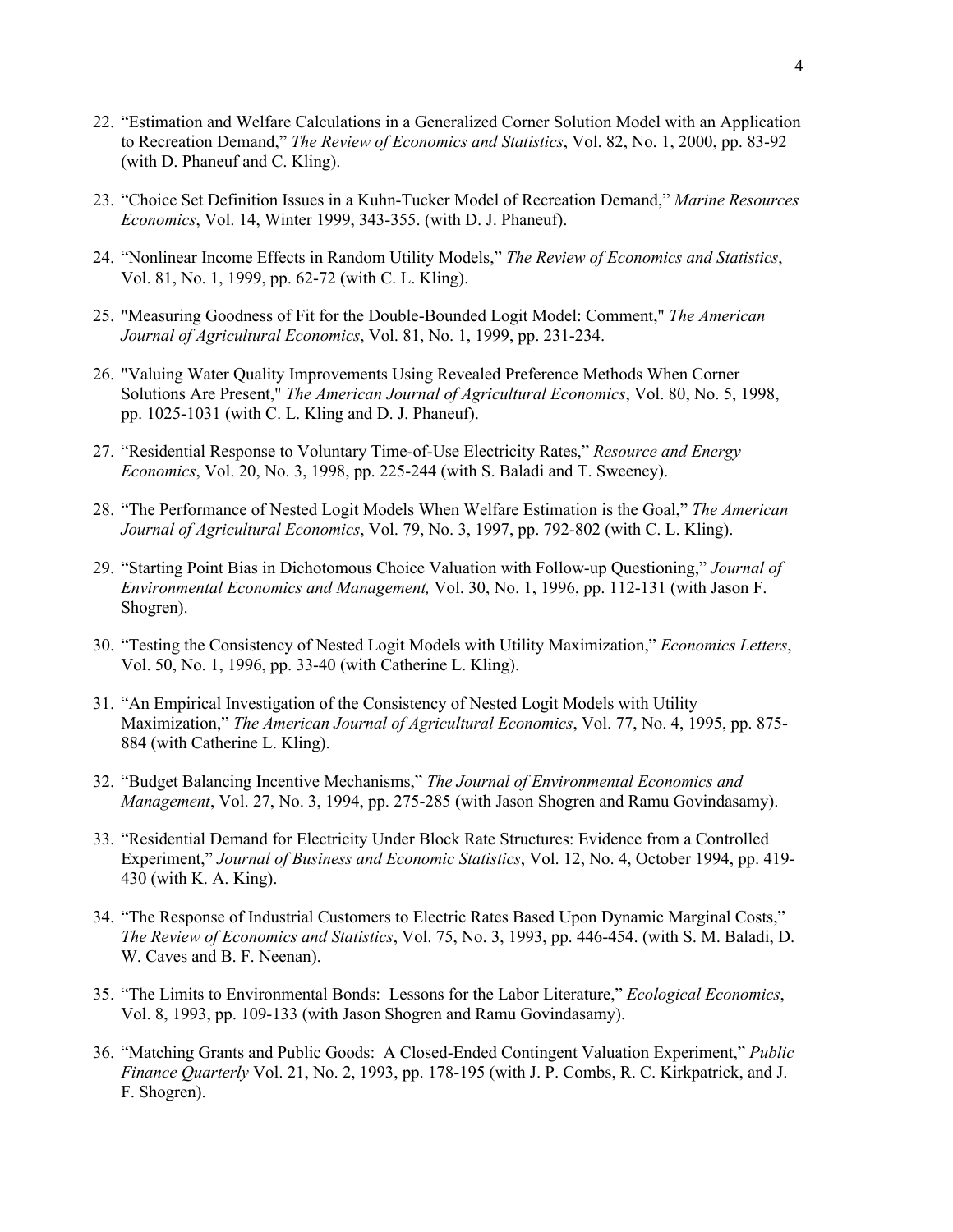22. "Estimation and Welfare Calculations in a Generalized Corner Solution Model with an Application to Recreation Demand," *The Review of Economics and Statistics*, Vol. 82, No. 1, 2000, pp. 83-92 (with D. Phaneuf and C. Kling).

23. "Choice Set Definition Issues in a Kuhn-Tucker Model of Recreation Demand," *Marine Resources Economics*, Vol. 14, Winter 1999, 343-355. (with D. J. Phaneuf).

24. "Nonlinear Income Effects in Random Utility Models," *The Review of Economics and Statistics*, Vol. 81, No. 1, 1999, pp. 62-72 (with C. L. Kling).

25. "Measuring Goodness of Fit for the Double-Bounded Logit Model: Comment," *The American Journal of Agricultural Economics*, Vol. 81, No. 1, 1999, pp. 231-234.

26. "Valuing Water Quality Improvements Using Revealed Preference Methods When Corner Solutions Are Present," *The American Journal of Agricultural Economics*, Vol. 80, No. 5, 1998, pp. 1025-1031 (with C. L. Kling and D. J. Phaneuf).

27. "Residential Response to Voluntary Time-of-Use Electricity Rates," *Resource and Energy Economics*, Vol. 20, No. 3, 1998, pp. 225-244 (with S. Baladi and T. Sweeney).

28. "The Performance of Nested Logit Models When Welfare Estimation is the Goal," *The American Journal of Agricultural Economics*, Vol. 79, No. 3, 1997, pp. 792-802 (with C. L. Kling).

29. "Starting Point Bias in Dichotomous Choice Valuation with Follow-up Questioning," *Journal of Environmental Economics and Management,* Vol. 30, No. 1, 1996, pp. 112-131 (with Jason F. Shogren).

30. "Testing the Consistency of Nested Logit Models with Utility Maximization," *Economics Letters*, Vol. 50, No. 1, 1996, pp. 33-40 (with Catherine L. Kling).

31. "An Empirical Investigation of the Consistency of Nested Logit Models with Utility Maximization," *The American Journal of Agricultural Economics*, Vol. 77, No. 4, 1995, pp. 875-884 (with Catherine L. Kling).

32. "Budget Balancing Incentive Mechanisms," *The Journal of Environmental Economics and Management*, Vol. 27, No. 3, 1994, pp. 275-285 (with Jason Shogren and Ramu Govindasamy).

33. "Residential Demand for Electricity Under Block Rate Structures: Evidence from a Controlled Experiment," *Journal of Business and Economic Statistics*, Vol. 12, No. 4, October 1994, pp. 419-430 (with K. A. King).

34. "The Response of Industrial Customers to Electric Rates Based Upon Dynamic Marginal Costs," *The Review of Economics and Statistics*, Vol. 75, No. 3, 1993, pp. 446-454. (with S. M. Baladi, D. W. Caves and B. F. Neenan).

35. "The Limits to Environmental Bonds: Lessons for the Labor Literature," *Ecological Economics*, Vol. 8, 1993, pp. 109-133 (with Jason Shogren and Ramu Govindasamy).

36. "Matching Grants and Public Goods: A Closed-Ended Contingent Valuation Experiment," *Public Finance Quarterly* Vol. 21, No. 2, 1993, pp. 178-195 (with J. P. Combs, R. C. Kirkpatrick, and J. F. Shogren).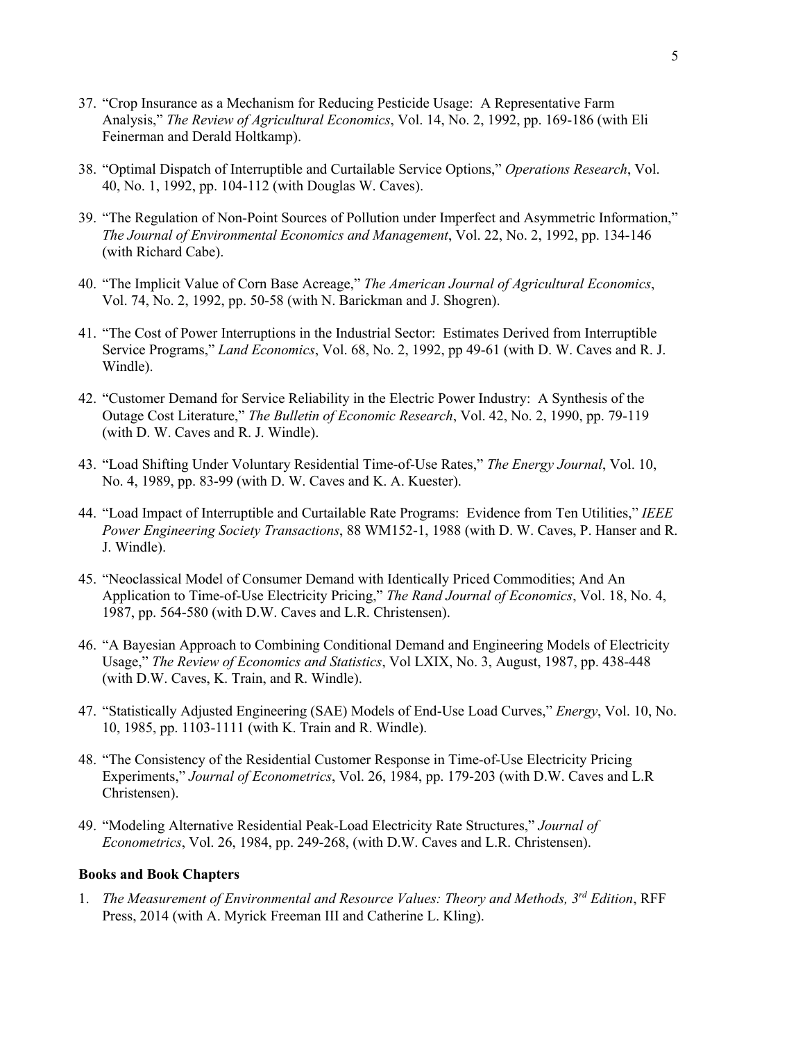37. "Crop Insurance as a Mechanism for Reducing Pesticide Usage: A Representative Farm Analysis," *The Review of Agricultural Economics*, Vol. 14, No. 2, 1992, pp. 169-186 (with Eli Feinerman and Derald Holtkamp).

38. "Optimal Dispatch of Interruptible and Curtailable Service Options," *Operations Research*, Vol. 40, No. 1, 1992, pp. 104-112 (with Douglas W. Caves).

39. "The Regulation of Non-Point Sources of Pollution under Imperfect and Asymmetric Information," *The Journal of Environmental Economics and Management*, Vol. 22, No. 2, 1992, pp. 134-146 (with Richard Cabe).

40. "The Implicit Value of Corn Base Acreage," *The American Journal of Agricultural Economics*, Vol. 74, No. 2, 1992, pp. 50-58 (with N. Barickman and J. Shogren).

41. "The Cost of Power Interruptions in the Industrial Sector: Estimates Derived from Interruptible Service Programs," *Land Economics*, Vol. 68, No. 2, 1992, pp 49-61 (with D. W. Caves and R. J. Windle).

42. "Customer Demand for Service Reliability in the Electric Power Industry: A Synthesis of the Outage Cost Literature," *The Bulletin of Economic Research*, Vol. 42, No. 2, 1990, pp. 79-119 (with D. W. Caves and R. J. Windle).

43. "Load Shifting Under Voluntary Residential Time-of-Use Rates," *The Energy Journal*, Vol. 10, No. 4, 1989, pp. 83-99 (with D. W. Caves and K. A. Kuester).

44. "Load Impact of Interruptible and Curtailable Rate Programs: Evidence from Ten Utilities," *IEEE Power Engineering Society Transactions*, 88 WM152-1, 1988 (with D. W. Caves, P. Hanser and R. J. Windle).

45. "Neoclassical Model of Consumer Demand with Identically Priced Commodities; And An Application to Time-of-Use Electricity Pricing," *The Rand Journal of Economics*, Vol. 18, No. 4, 1987, pp. 564-580 (with D.W. Caves and L.R. Christensen).

46. "A Bayesian Approach to Combining Conditional Demand and Engineering Models of Electricity Usage," *The Review of Economics and Statistics*, Vol LXIX, No. 3, August, 1987, pp. 438-448 (with D.W. Caves, K. Train, and R. Windle).

47. "Statistically Adjusted Engineering (SAE) Models of End-Use Load Curves," *Energy*, Vol. 10, No. 10, 1985, pp. 1103-1111 (with K. Train and R. Windle).

48. "The Consistency of the Residential Customer Response in Time-of-Use Electricity Pricing Experiments," *Journal of Econometrics*, Vol. 26, 1984, pp. 179-203 (with D.W. Caves and L.R Christensen).

49. "Modeling Alternative Residential Peak-Load Electricity Rate Structures," *Journal of Econometrics*, Vol. 26, 1984, pp. 249-268, (with D.W. Caves and L.R. Christensen).

**Books and Book Chapters**

1. *The Measurement of Environmental and Resource Values: Theory and Methods, 3rd Edition*, RFF Press, 2014 (with A. Myrick Freeman III and Catherine L. Kling).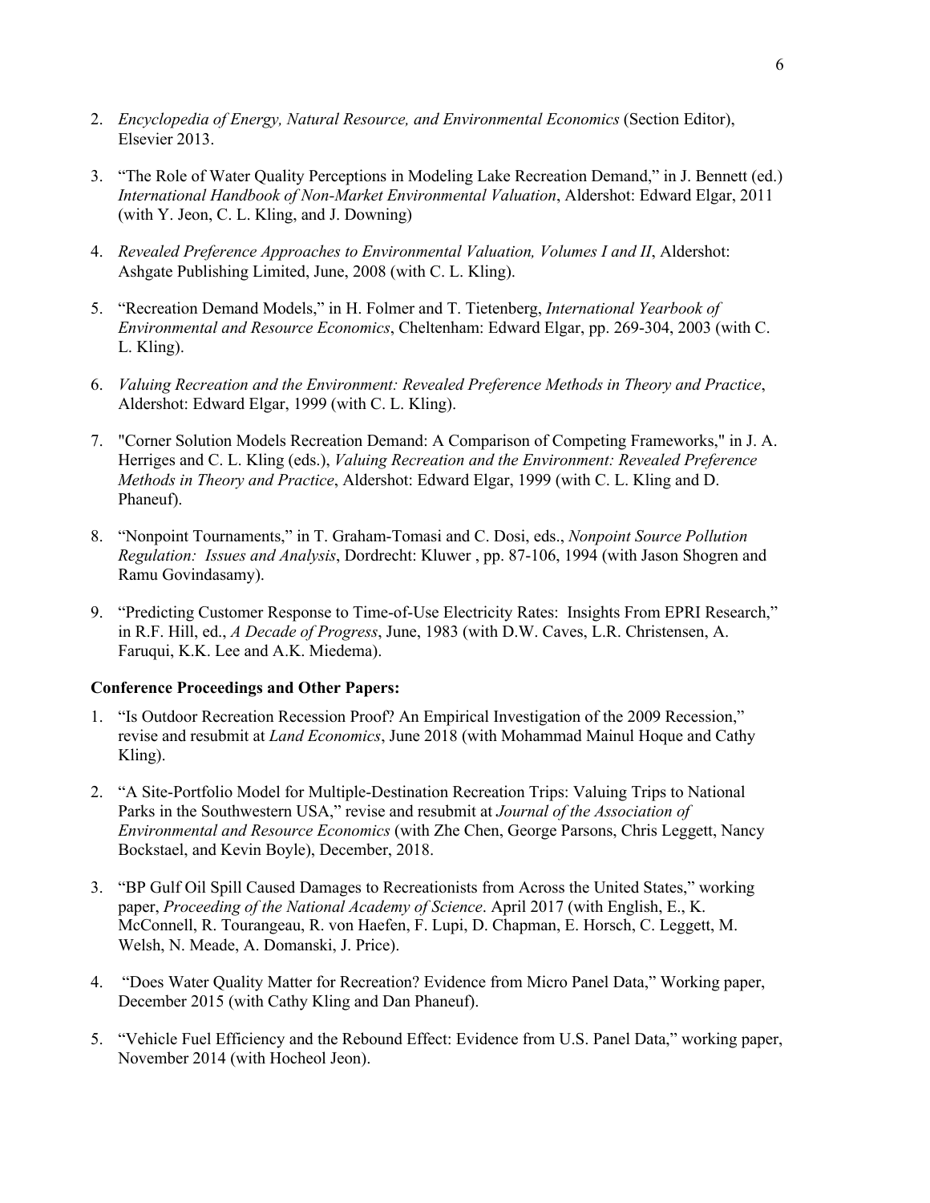2. *Encyclopedia of Energy, Natural Resource, and Environmental Economics* (Section Editor), Elsevier 2013.

3. "The Role of Water Quality Perceptions in Modeling Lake Recreation Demand," in J. Bennett (ed.) *International Handbook of Non-Market Environmental Valuation*, Aldershot: Edward Elgar, 2011 (with Y. Jeon, C. L. Kling, and J. Downing)

4. *Revealed Preference Approaches to Environmental Valuation, Volumes I and II*, Aldershot: Ashgate Publishing Limited, June, 2008 (with C. L. Kling).

5. "Recreation Demand Models," in H. Folmer and T. Tietenberg, *International Yearbook of Environmental and Resource Economics*, Cheltenham: Edward Elgar, pp. 269-304, 2003 (with C. L. Kling).

6. *Valuing Recreation and the Environment: Revealed Preference Methods in Theory and Practice*, Aldershot: Edward Elgar, 1999 (with C. L. Kling).

7. "Corner Solution Models Recreation Demand: A Comparison of Competing Frameworks," in J. A. Herriges and C. L. Kling (eds.), *Valuing Recreation and the Environment: Revealed Preference Methods in Theory and Practice*, Aldershot: Edward Elgar, 1999 (with C. L. Kling and D. Phaneuf).

8. "Nonpoint Tournaments," in T. Graham-Tomasi and C. Dosi, eds., *Nonpoint Source Pollution Regulation: Issues and Analysis*, Dordrecht: Kluwer , pp. 87-106, 1994 (with Jason Shogren and Ramu Govindasamy).

9. "Predicting Customer Response to Time-of-Use Electricity Rates: Insights From EPRI Research," in R.F. Hill, ed., *A Decade of Progress*, June, 1983 (with D.W. Caves, L.R. Christensen, A. Faruqui, K.K. Lee and A.K. Miedema).

**Conference Proceedings and Other Papers:**

1. "Is Outdoor Recreation Recession Proof? An Empirical Investigation of the 2009 Recession," revise and resubmit at *Land Economics*, June 2018 (with Mohammad Mainul Hoque and Cathy Kling).

2. "A Site-Portfolio Model for Multiple-Destination Recreation Trips: Valuing Trips to National Parks in the Southwestern USA," revise and resubmit at *Journal of the Association of Environmental and Resource Economics* (with Zhe Chen, George Parsons, Chris Leggett, Nancy Bockstael, and Kevin Boyle), December, 2018.

3. "BP Gulf Oil Spill Caused Damages to Recreationists from Across the United States," working paper, *Proceeding of the National Academy of Science*. April 2017 (with English, E., K. McConnell, R. Tourangeau, R. von Haefen, F. Lupi, D. Chapman, E. Horsch, C. Leggett, M. Welsh, N. Meade, A. Domanski, J. Price).

4. "Does Water Quality Matter for Recreation? Evidence from Micro Panel Data," Working paper, December 2015 (with Cathy Kling and Dan Phaneuf).

5. "Vehicle Fuel Efficiency and the Rebound Effect: Evidence from U.S. Panel Data," working paper, November 2014 (with Hocheol Jeon).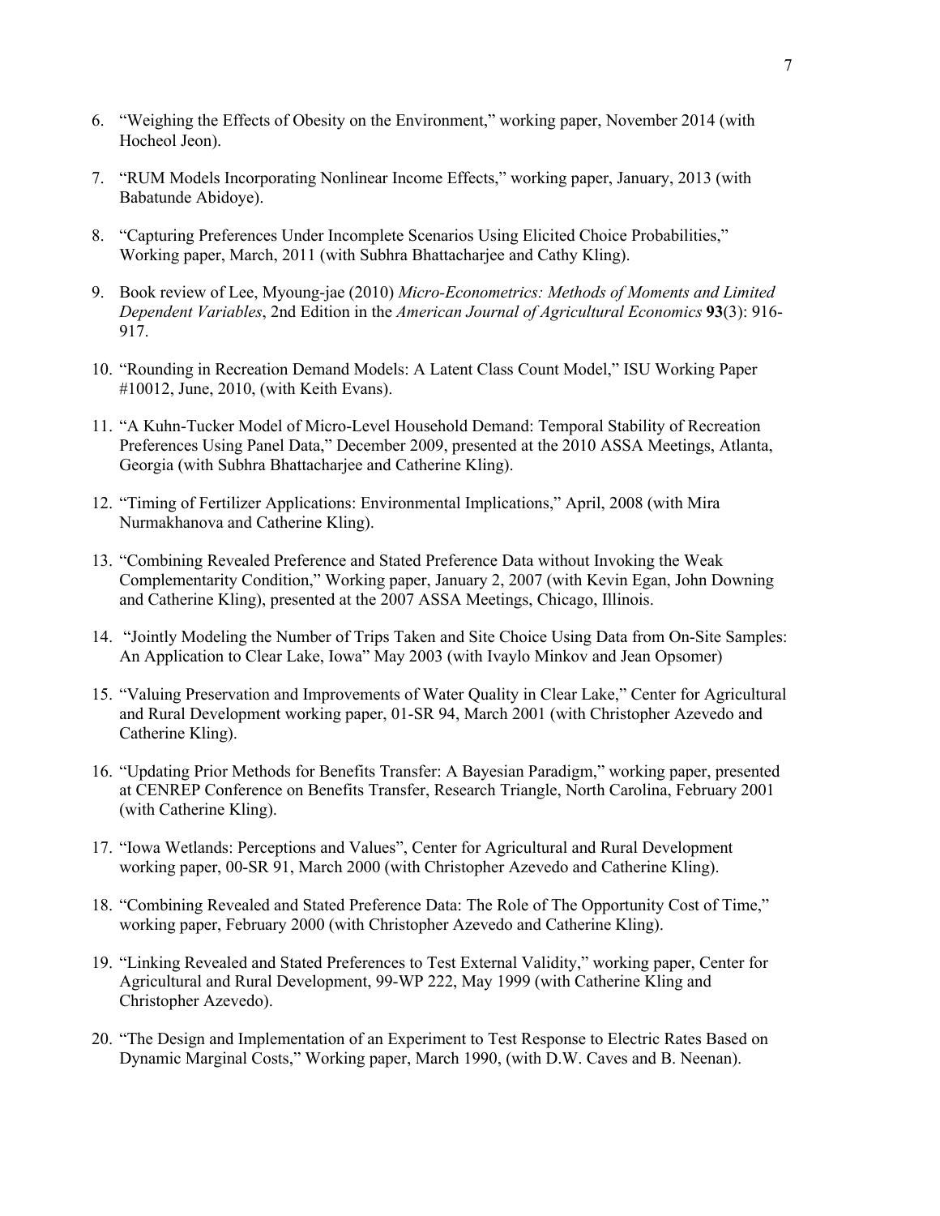6. "Weighing the Effects of Obesity on the Environment," working paper, November 2014 (with Hocheol Jeon).

7. "RUM Models Incorporating Nonlinear Income Effects," working paper, January, 2013 (with Babatunde Abidoye).

8. "Capturing Preferences Under Incomplete Scenarios Using Elicited Choice Probabilities," Working paper, March, 2011 (with Subhra Bhattacharjee and Cathy Kling).

9. Book review of Lee, Myoung-jae (2010) *Micro-Econometrics: Methods of Moments and Limited Dependent Variables*, 2nd Edition in the *American Journal of Agricultural Economics* **93**(3): 916-917.

10. "Rounding in Recreation Demand Models: A Latent Class Count Model," ISU Working Paper #10012, June, 2010, (with Keith Evans).

11. "A Kuhn-Tucker Model of Micro-Level Household Demand: Temporal Stability of Recreation Preferences Using Panel Data," December 2009, presented at the 2010 ASSA Meetings, Atlanta, Georgia (with Subhra Bhattacharjee and Catherine Kling).

12. "Timing of Fertilizer Applications: Environmental Implications," April, 2008 (with Mira Nurmakhanova and Catherine Kling).

13. "Combining Revealed Preference and Stated Preference Data without Invoking the Weak Complementarity Condition," Working paper, January 2, 2007 (with Kevin Egan, John Downing and Catherine Kling), presented at the 2007 ASSA Meetings, Chicago, Illinois.

14. "Jointly Modeling the Number of Trips Taken and Site Choice Using Data from On-Site Samples: An Application to Clear Lake, Iowa" May 2003 (with Ivaylo Minkov and Jean Opsomer)

15. "Valuing Preservation and Improvements of Water Quality in Clear Lake," Center for Agricultural and Rural Development working paper, 01-SR 94, March 2001 (with Christopher Azevedo and Catherine Kling).

16. "Updating Prior Methods for Benefits Transfer: A Bayesian Paradigm," working paper, presented at CENREP Conference on Benefits Transfer, Research Triangle, North Carolina, February 2001 (with Catherine Kling).

17. "Iowa Wetlands: Perceptions and Values", Center for Agricultural and Rural Development working paper, 00-SR 91, March 2000 (with Christopher Azevedo and Catherine Kling).

18. "Combining Revealed and Stated Preference Data: The Role of The Opportunity Cost of Time," working paper, February 2000 (with Christopher Azevedo and Catherine Kling).

19. "Linking Revealed and Stated Preferences to Test External Validity," working paper, Center for Agricultural and Rural Development, 99-WP 222, May 1999 (with Catherine Kling and Christopher Azevedo).

20. "The Design and Implementation of an Experiment to Test Response to Electric Rates Based on Dynamic Marginal Costs," Working paper, March 1990, (with D.W. Caves and B. Neenan).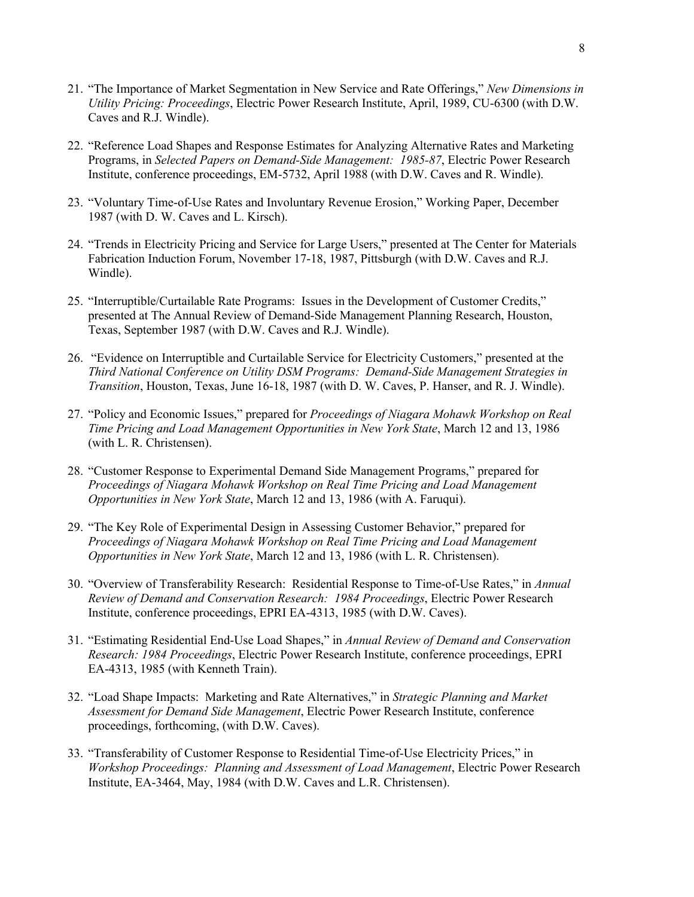21. "The Importance of Market Segmentation in New Service and Rate Offerings," *New Dimensions in Utility Pricing: Proceedings*, Electric Power Research Institute, April, 1989, CU-6300 (with D.W. Caves and R.J. Windle).

22. "Reference Load Shapes and Response Estimates for Analyzing Alternative Rates and Marketing Programs, in *Selected Papers on Demand-Side Management: 1985-87*, Electric Power Research Institute, conference proceedings, EM-5732, April 1988 (with D.W. Caves and R. Windle).

23. "Voluntary Time-of-Use Rates and Involuntary Revenue Erosion," Working Paper, December 1987 (with D. W. Caves and L. Kirsch).

24. "Trends in Electricity Pricing and Service for Large Users," presented at The Center for Materials Fabrication Induction Forum, November 17-18, 1987, Pittsburgh (with D.W. Caves and R.J. Windle).

25. "Interruptible/Curtailable Rate Programs: Issues in the Development of Customer Credits," presented at The Annual Review of Demand-Side Management Planning Research, Houston, Texas, September 1987 (with D.W. Caves and R.J. Windle).

26. "Evidence on Interruptible and Curtailable Service for Electricity Customers," presented at the *Third National Conference on Utility DSM Programs: Demand-Side Management Strategies in Transition*, Houston, Texas, June 16-18, 1987 (with D. W. Caves, P. Hanser, and R. J. Windle).

27. "Policy and Economic Issues," prepared for *Proceedings of Niagara Mohawk Workshop on Real Time Pricing and Load Management Opportunities in New York State*, March 12 and 13, 1986 (with L. R. Christensen).

28. "Customer Response to Experimental Demand Side Management Programs," prepared for *Proceedings of Niagara Mohawk Workshop on Real Time Pricing and Load Management Opportunities in New York State*, March 12 and 13, 1986 (with A. Faruqui).

29. "The Key Role of Experimental Design in Assessing Customer Behavior," prepared for *Proceedings of Niagara Mohawk Workshop on Real Time Pricing and Load Management Opportunities in New York State*, March 12 and 13, 1986 (with L. R. Christensen).

30. "Overview of Transferability Research: Residential Response to Time-of-Use Rates," in *Annual Review of Demand and Conservation Research: 1984 Proceedings*, Electric Power Research Institute, conference proceedings, EPRI EA-4313, 1985 (with D.W. Caves).

31. "Estimating Residential End-Use Load Shapes," in *Annual Review of Demand and Conservation Research: 1984 Proceedings*, Electric Power Research Institute, conference proceedings, EPRI EA-4313, 1985 (with Kenneth Train).

32. "Load Shape Impacts: Marketing and Rate Alternatives," in *Strategic Planning and Market Assessment for Demand Side Management*, Electric Power Research Institute, conference proceedings, forthcoming, (with D.W. Caves).

33. "Transferability of Customer Response to Residential Time-of-Use Electricity Prices," in *Workshop Proceedings: Planning and Assessment of Load Management*, Electric Power Research Institute, EA-3464, May, 1984 (with D.W. Caves and L.R. Christensen).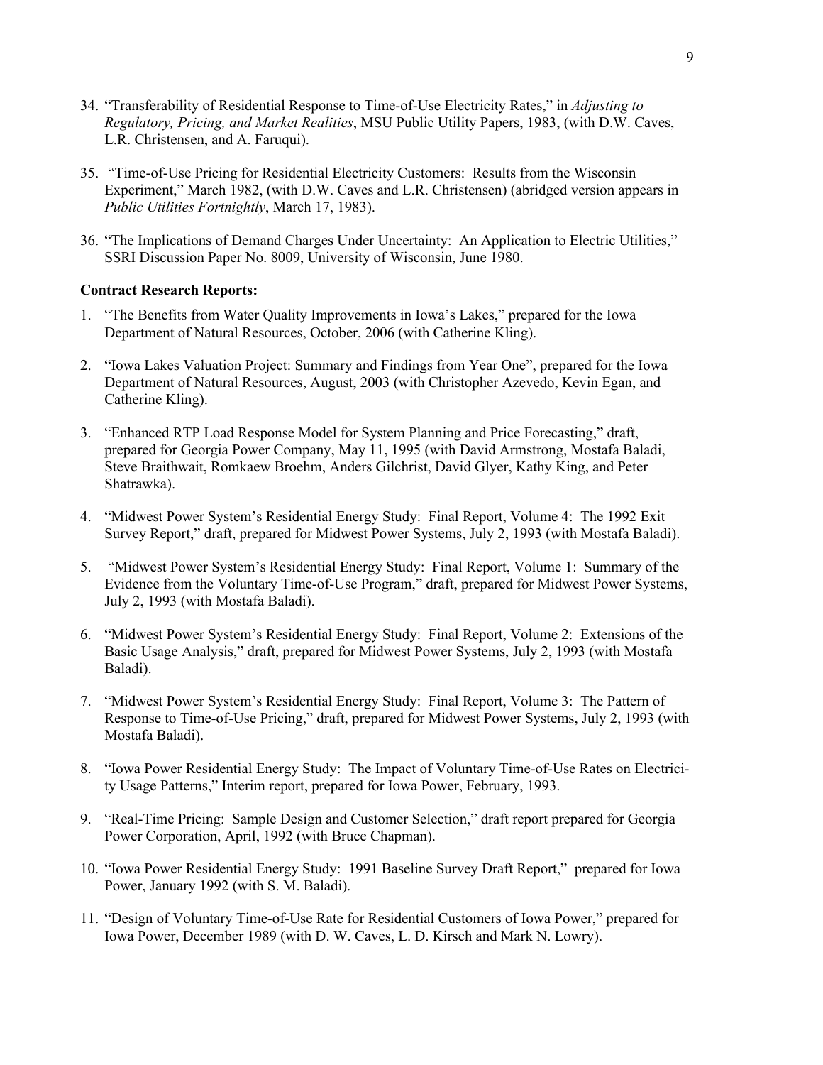34. "Transferability of Residential Response to Time-of-Use Electricity Rates," in *Adjusting to Regulatory, Pricing, and Market Realities*, MSU Public Utility Papers, 1983, (with D.W. Caves, L.R. Christensen, and A. Faruqui).

35. "Time-of-Use Pricing for Residential Electricity Customers: Results from the Wisconsin Experiment," March 1982, (with D.W. Caves and L.R. Christensen) (abridged version appears in *Public Utilities Fortnightly*, March 17, 1983).

36. "The Implications of Demand Charges Under Uncertainty: An Application to Electric Utilities," SSRI Discussion Paper No. 8009, University of Wisconsin, June 1980.

**Contract Research Reports:**

1. "The Benefits from Water Quality Improvements in Iowa's Lakes," prepared for the Iowa Department of Natural Resources, October, 2006 (with Catherine Kling).

2. "Iowa Lakes Valuation Project: Summary and Findings from Year One", prepared for the Iowa Department of Natural Resources, August, 2003 (with Christopher Azevedo, Kevin Egan, and Catherine Kling).

3. "Enhanced RTP Load Response Model for System Planning and Price Forecasting," draft, prepared for Georgia Power Company, May 11, 1995 (with David Armstrong, Mostafa Baladi, Steve Braithwait, Romkaew Broehm, Anders Gilchrist, David Glyer, Kathy King, and Peter Shatrawka).

4. "Midwest Power System's Residential Energy Study: Final Report, Volume 4: The 1992 Exit Survey Report," draft, prepared for Midwest Power Systems, July 2, 1993 (with Mostafa Baladi).

5. "Midwest Power System's Residential Energy Study: Final Report, Volume 1: Summary of the Evidence from the Voluntary Time-of-Use Program," draft, prepared for Midwest Power Systems, July 2, 1993 (with Mostafa Baladi).

6. "Midwest Power System's Residential Energy Study: Final Report, Volume 2: Extensions of the Basic Usage Analysis," draft, prepared for Midwest Power Systems, July 2, 1993 (with Mostafa Baladi).

7. "Midwest Power System's Residential Energy Study: Final Report, Volume 3: The Pattern of Response to Time-of-Use Pricing," draft, prepared for Midwest Power Systems, July 2, 1993 (with Mostafa Baladi).

8. "Iowa Power Residential Energy Study: The Impact of Voluntary Time-of-Use Rates on Electricity Usage Patterns," Interim report, prepared for Iowa Power, February, 1993.

9. "Real-Time Pricing: Sample Design and Customer Selection," draft report prepared for Georgia Power Corporation, April, 1992 (with Bruce Chapman).

10. "Iowa Power Residential Energy Study: 1991 Baseline Survey Draft Report," prepared for Iowa Power, January 1992 (with S. M. Baladi).

11. "Design of Voluntary Time-of-Use Rate for Residential Customers of Iowa Power," prepared for Iowa Power, December 1989 (with D. W. Caves, L. D. Kirsch and Mark N. Lowry).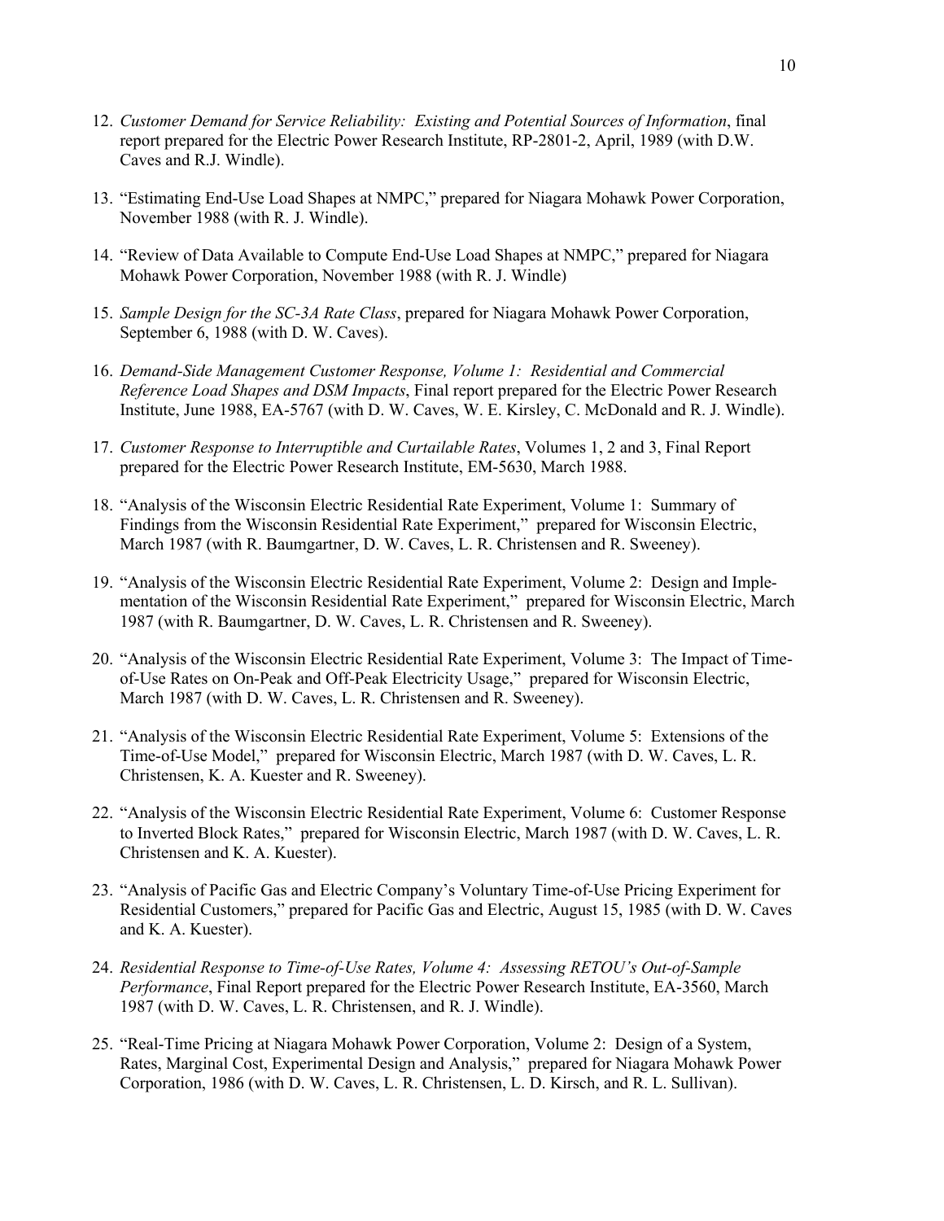12. *Customer Demand for Service Reliability: Existing and Potential Sources of Information*, final report prepared for the Electric Power Research Institute, RP-2801-2, April, 1989 (with D.W. Caves and R.J. Windle).

13. "Estimating End-Use Load Shapes at NMPC," prepared for Niagara Mohawk Power Corporation, November 1988 (with R. J. Windle).

14. "Review of Data Available to Compute End-Use Load Shapes at NMPC," prepared for Niagara Mohawk Power Corporation, November 1988 (with R. J. Windle)

15. *Sample Design for the SC-3A Rate Class*, prepared for Niagara Mohawk Power Corporation, September 6, 1988 (with D. W. Caves).

16. *Demand-Side Management Customer Response, Volume 1: Residential and Commercial Reference Load Shapes and DSM Impacts*, Final report prepared for the Electric Power Research Institute, June 1988, EA-5767 (with D. W. Caves, W. E. Kirsley, C. McDonald and R. J. Windle).

17. *Customer Response to Interruptible and Curtailable Rates*, Volumes 1, 2 and 3, Final Report prepared for the Electric Power Research Institute, EM-5630, March 1988.

18. "Analysis of the Wisconsin Electric Residential Rate Experiment, Volume 1: Summary of Findings from the Wisconsin Residential Rate Experiment," prepared for Wisconsin Electric, March 1987 (with R. Baumgartner, D. W. Caves, L. R. Christensen and R. Sweeney).

19. "Analysis of the Wisconsin Electric Residential Rate Experiment, Volume 2: Design and Implementation of the Wisconsin Residential Rate Experiment," prepared for Wisconsin Electric, March 1987 (with R. Baumgartner, D. W. Caves, L. R. Christensen and R. Sweeney).

20. "Analysis of the Wisconsin Electric Residential Rate Experiment, Volume 3: The Impact of Time-of-Use Rates on On-Peak and Off-Peak Electricity Usage," prepared for Wisconsin Electric, March 1987 (with D. W. Caves, L. R. Christensen and R. Sweeney).

21. "Analysis of the Wisconsin Electric Residential Rate Experiment, Volume 5: Extensions of the Time-of-Use Model," prepared for Wisconsin Electric, March 1987 (with D. W. Caves, L. R. Christensen, K. A. Kuester and R. Sweeney).

22. "Analysis of the Wisconsin Electric Residential Rate Experiment, Volume 6: Customer Response to Inverted Block Rates," prepared for Wisconsin Electric, March 1987 (with D. W. Caves, L. R. Christensen and K. A. Kuester).

23. "Analysis of Pacific Gas and Electric Company's Voluntary Time-of-Use Pricing Experiment for Residential Customers," prepared for Pacific Gas and Electric, August 15, 1985 (with D. W. Caves and K. A. Kuester).

24. *Residential Response to Time-of-Use Rates, Volume 4: Assessing RETOU's Out-of-Sample Performance*, Final Report prepared for the Electric Power Research Institute, EA-3560, March 1987 (with D. W. Caves, L. R. Christensen, and R. J. Windle).

25. "Real-Time Pricing at Niagara Mohawk Power Corporation, Volume 2: Design of a System, Rates, Marginal Cost, Experimental Design and Analysis," prepared for Niagara Mohawk Power Corporation, 1986 (with D. W. Caves, L. R. Christensen, L. D. Kirsch, and R. L. Sullivan).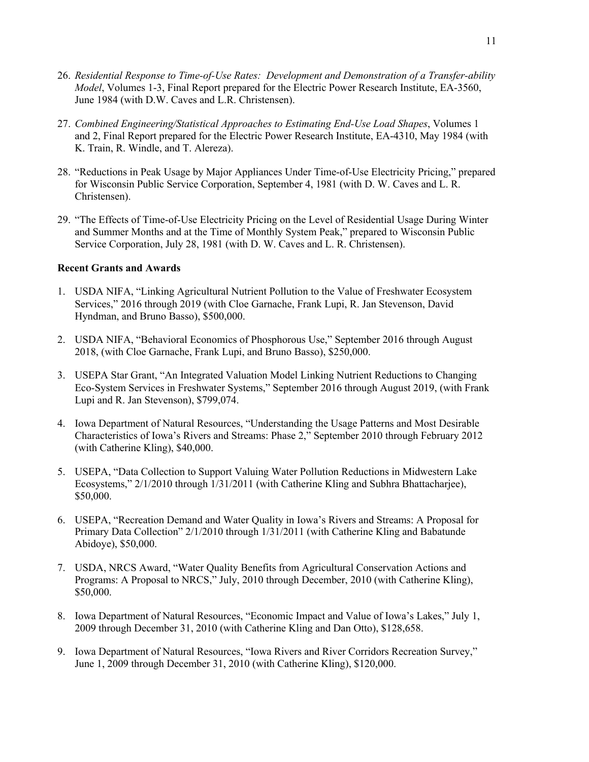26. *Residential Response to Time-of-Use Rates: Development and Demonstration of a Transfer-ability Model*, Volumes 1-3, Final Report prepared for the Electric Power Research Institute, EA-3560, June 1984 (with D.W. Caves and L.R. Christensen).

27. *Combined Engineering/Statistical Approaches to Estimating End-Use Load Shapes*, Volumes 1 and 2, Final Report prepared for the Electric Power Research Institute, EA-4310, May 1984 (with K. Train, R. Windle, and T. Alereza).

28. "Reductions in Peak Usage by Major Appliances Under Time-of-Use Electricity Pricing," prepared for Wisconsin Public Service Corporation, September 4, 1981 (with D. W. Caves and L. R. Christensen).

29. "The Effects of Time-of-Use Electricity Pricing on the Level of Residential Usage During Winter and Summer Months and at the Time of Monthly System Peak," prepared to Wisconsin Public Service Corporation, July 28, 1981 (with D. W. Caves and L. R. Christensen).

**Recent Grants and Awards**

1. USDA NIFA, "Linking Agricultural Nutrient Pollution to the Value of Freshwater Ecosystem Services," 2016 through 2019 (with Cloe Garnache, Frank Lupi, R. Jan Stevenson, David Hyndman, and Bruno Basso), $500,000.

2. USDA NIFA, "Behavioral Economics of Phosphorous Use," September 2016 through August 2018, (with Cloe Garnache, Frank Lupi, and Bruno Basso), $250,000.

3. USEPA Star Grant, "An Integrated Valuation Model Linking Nutrient Reductions to Changing Eco-System Services in Freshwater Systems," September 2016 through August 2019, (with Frank Lupi and R. Jan Stevenson), $799,074.

4. Iowa Department of Natural Resources, "Understanding the Usage Patterns and Most Desirable Characteristics of Iowa's Rivers and Streams: Phase 2," September 2010 through February 2012 (with Catherine Kling), $40,000.

5. USEPA, "Data Collection to Support Valuing Water Pollution Reductions in Midwestern Lake Ecosystems," 2/1/2010 through 1/31/2011 (with Catherine Kling and Subhra Bhattacharjee), $50,000.

6. USEPA, "Recreation Demand and Water Quality in Iowa's Rivers and Streams: A Proposal for Primary Data Collection" 2/1/2010 through 1/31/2011 (with Catherine Kling and Babatunde Abidoye), $50,000.

7. USDA, NRCS Award, "Water Quality Benefits from Agricultural Conservation Actions and Programs: A Proposal to NRCS," July, 2010 through December, 2010 (with Catherine Kling), $50,000.

8. Iowa Department of Natural Resources, "Economic Impact and Value of Iowa's Lakes," July 1, 2009 through December 31, 2010 (with Catherine Kling and Dan Otto), $128,658.

9. Iowa Department of Natural Resources, "Iowa Rivers and River Corridors Recreation Survey," June 1, 2009 through December 31, 2010 (with Catherine Kling), $120,000.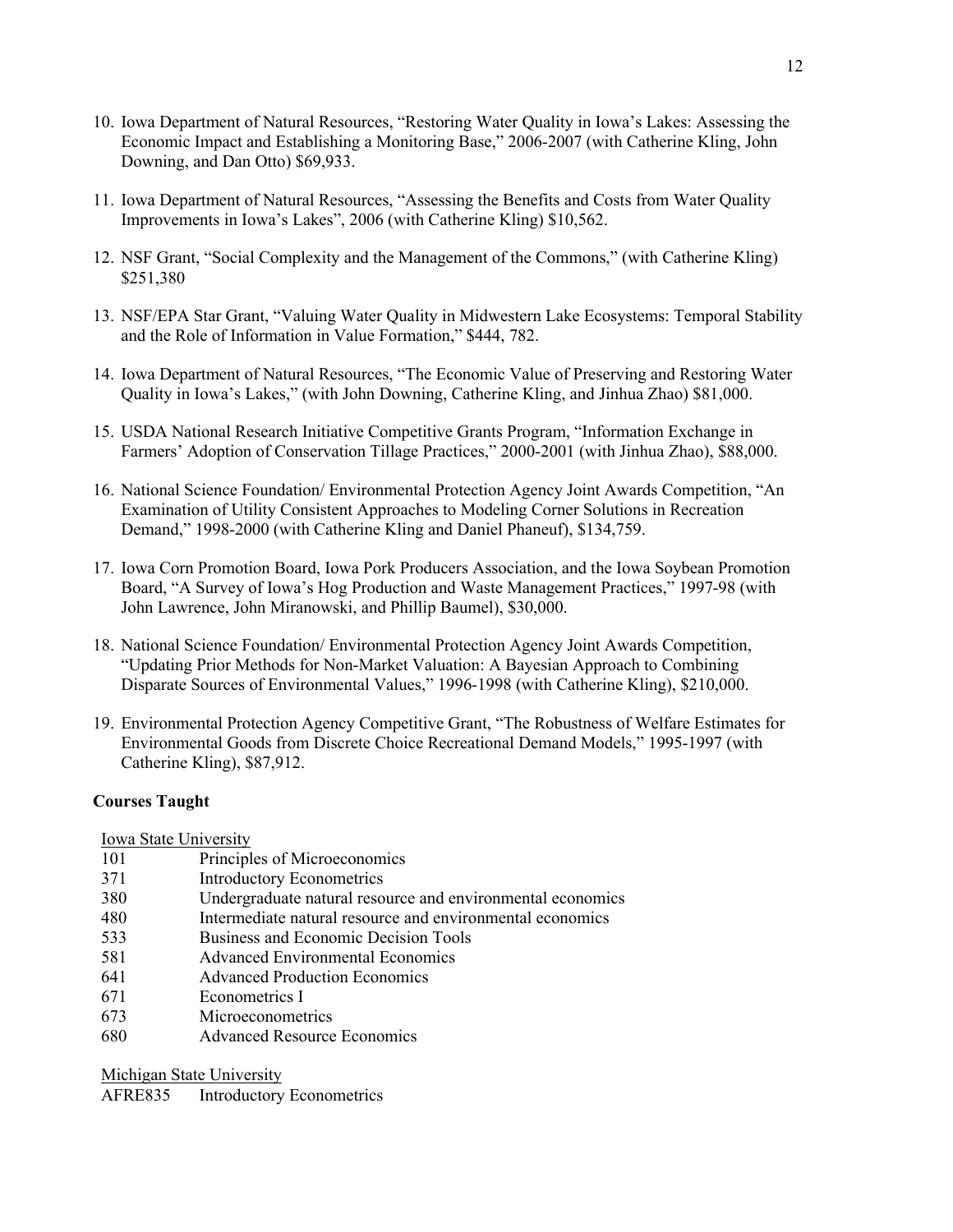10. Iowa Department of Natural Resources, “Restoring Water Quality in Iowa’s Lakes: Assessing the Economic Impact and Establishing a Monitoring Base,” 2006-2007 (with Catherine Kling, John Downing, and Dan Otto) $69,933.

11. Iowa Department of Natural Resources, “Assessing the Benefits and Costs from Water Quality Improvements in Iowa’s Lakes”, 2006 (with Catherine Kling) $10,562.

12. NSF Grant, “Social Complexity and the Management of the Commons,” (with Catherine Kling) $251,380

13. NSF/EPA Star Grant, “Valuing Water Quality in Midwestern Lake Ecosystems: Temporal Stability and the Role of Information in Value Formation,” $444, 782.

14. Iowa Department of Natural Resources, “The Economic Value of Preserving and Restoring Water Quality in Iowa’s Lakes,” (with John Downing, Catherine Kling, and Jinhua Zhao) $81,000.

15. USDA National Research Initiative Competitive Grants Program, “Information Exchange in Farmers’ Adoption of Conservation Tillage Practices,” 2000-2001 (with Jinhua Zhao), $88,000.

16. National Science Foundation/ Environmental Protection Agency Joint Awards Competition, “An Examination of Utility Consistent Approaches to Modeling Corner Solutions in Recreation Demand,” 1998-2000 (with Catherine Kling and Daniel Phaneuf), $134,759.

17. Iowa Corn Promotion Board, Iowa Pork Producers Association, and the Iowa Soybean Promotion Board, “A Survey of Iowa’s Hog Production and Waste Management Practices,” 1997-98 (with John Lawrence, John Miranowski, and Phillip Baumel), $30,000.

18. National Science Foundation/ Environmental Protection Agency Joint Awards Competition, “Updating Prior Methods for Non-Market Valuation: A Bayesian Approach to Combining Disparate Sources of Environmental Values,” 1996-1998 (with Catherine Kling), $210,000.

19. Environmental Protection Agency Competitive Grant, “The Robustness of Welfare Estimates for Environmental Goods from Discrete Choice Recreational Demand Models,” 1995-1997 (with Catherine Kling), $87,912.

**Courses Taught**

Iowa State University

| | |
|---|---|
| 101 | Principles of Microeconomics |
| 371 | Introductory Econometrics |
| 380 | Undergraduate natural resource and environmental economics |
| 480 | Intermediate natural resource and environmental economics |
| 533 | Business and Economic Decision Tools |
| 581 | Advanced Environmental Economics |
| 641 | Advanced Production Economics |
| 671 | Econometrics I |
| 673 | Microeconometrics |
| 680 | Advanced Resource Economics |

Michigan State University

| | |
|---|---|
| AFRE835 | Introductory Econometrics |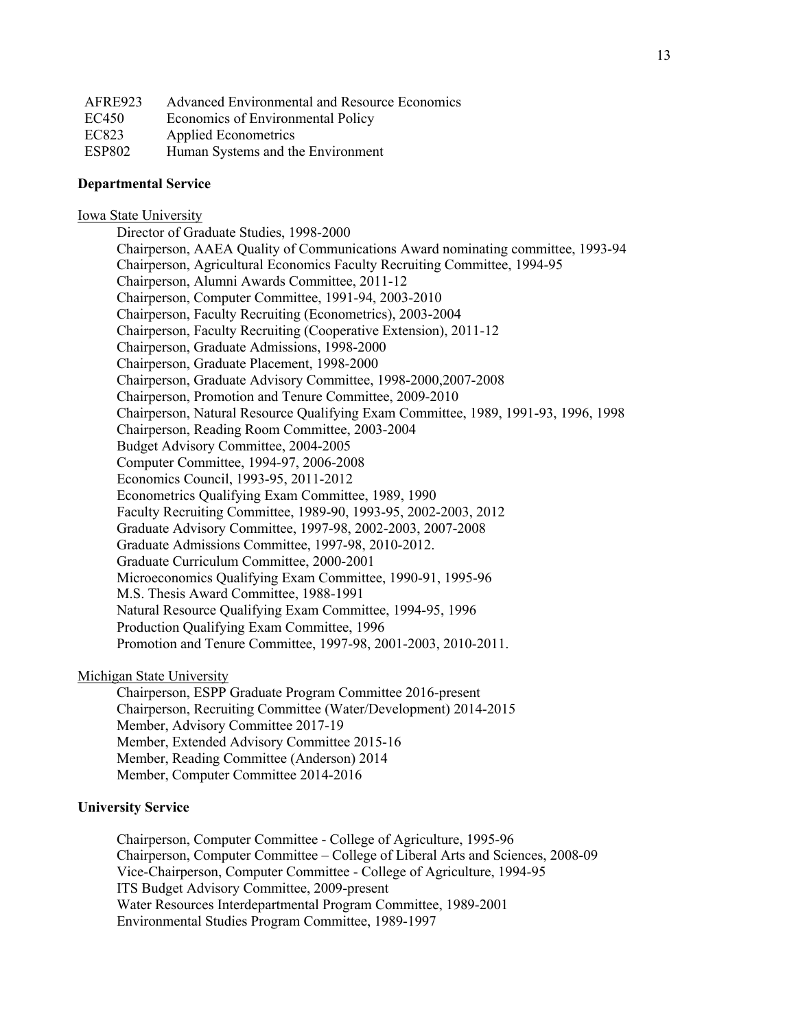| | |
|---|---|
| AFRE923 | Advanced Environmental and Resource Economics |
| EC450 | Economics of Environmental Policy |
| EC823 | Applied Econometrics |
| ESP802 | Human Systems and the Environment |

### Departmental Service

Iowa State University

- Director of Graduate Studies, 1998-2000
- Chairperson, AAEA Quality of Communications Award nominating committee, 1993-94
- Chairperson, Agricultural Economics Faculty Recruiting Committee, 1994-95
- Chairperson, Alumni Awards Committee, 2011-12
- Chairperson, Computer Committee, 1991-94, 2003-2010
- Chairperson, Faculty Recruiting (Econometrics), 2003-2004
- Chairperson, Faculty Recruiting (Cooperative Extension), 2011-12
- Chairperson, Graduate Admissions, 1998-2000
- Chairperson, Graduate Placement, 1998-2000
- Chairperson, Graduate Advisory Committee, 1998-2000,2007-2008
- Chairperson, Promotion and Tenure Committee, 2009-2010
- Chairperson, Natural Resource Qualifying Exam Committee, 1989, 1991-93, 1996, 1998
- Chairperson, Reading Room Committee, 2003-2004
- Budget Advisory Committee, 2004-2005
- Computer Committee, 1994-97, 2006-2008
- Economics Council, 1993-95, 2011-2012
- Econometrics Qualifying Exam Committee, 1989, 1990
- Faculty Recruiting Committee, 1989-90, 1993-95, 2002-2003, 2012
- Graduate Advisory Committee, 1997-98, 2002-2003, 2007-2008
- Graduate Admissions Committee, 1997-98, 2010-2012.
- Graduate Curriculum Committee, 2000-2001
- Microeconomics Qualifying Exam Committee, 1990-91, 1995-96
- M.S. Thesis Award Committee, 1988-1991
- Natural Resource Qualifying Exam Committee, 1994-95, 1996
- Production Qualifying Exam Committee, 1996
- Promotion and Tenure Committee, 1997-98, 2001-2003, 2010-2011.

Michigan State University

- Chairperson, ESPP Graduate Program Committee 2016-present
- Chairperson, Recruiting Committee (Water/Development) 2014-2015
- Member, Advisory Committee 2017-19
- Member, Extended Advisory Committee 2015-16
- Member, Reading Committee (Anderson) 2014
- Member, Computer Committee 2014-2016

### University Service

- Chairperson, Computer Committee - College of Agriculture, 1995-96
- Chairperson, Computer Committee – College of Liberal Arts and Sciences, 2008-09
- Vice-Chairperson, Computer Committee - College of Agriculture, 1994-95
- ITS Budget Advisory Committee, 2009-present
- Water Resources Interdepartmental Program Committee, 1989-2001
- Environmental Studies Program Committee, 1989-1997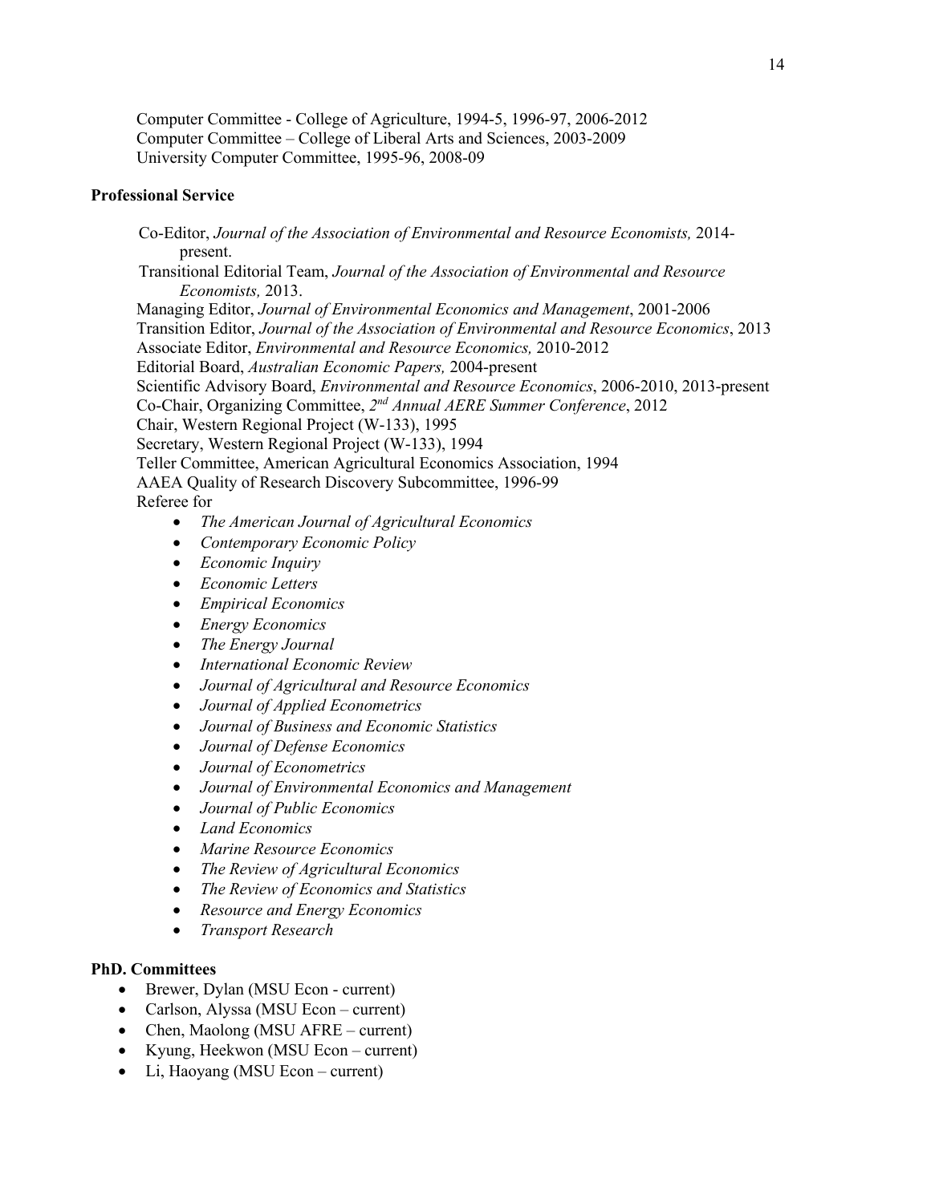Computer Committee - College of Agriculture, 1994-5, 1996-97, 2006-2012
Computer Committee – College of Liberal Arts and Sciences, 2003-2009
University Computer Committee, 1995-96, 2008-09

**Professional Service**

Co-Editor, *Journal of the Association of Environmental and Resource Economists,* 2014-present.
Transitional Editorial Team, *Journal of the Association of Environmental and Resource Economists,* 2013.
Managing Editor, *Journal of Environmental Economics and Management*, 2001-2006
Transition Editor, *Journal of the Association of Environmental and Resource Economics*, 2013
Associate Editor, *Environmental and Resource Economics,* 2010-2012
Editorial Board, *Australian Economic Papers,* 2004-present
Scientific Advisory Board, *Environmental and Resource Economics*, 2006-2010, 2013-present
Co-Chair, Organizing Committee, *2nd Annual AERE Summer Conference*, 2012
Chair, Western Regional Project (W-133), 1995
Secretary, Western Regional Project (W-133), 1994
Teller Committee, American Agricultural Economics Association, 1994
AAEA Quality of Research Discovery Subcommittee, 1996-99
Referee for

- *The American Journal of Agricultural Economics*
- *Contemporary Economic Policy*
- *Economic Inquiry*
- *Economic Letters*
- *Empirical Economics*
- *Energy Economics*
- *The Energy Journal*
- *International Economic Review*
- *Journal of Agricultural and Resource Economics*
- *Journal of Applied Econometrics*
- *Journal of Business and Economic Statistics*
- *Journal of Defense Economics*
- *Journal of Econometrics*
- *Journal of Environmental Economics and Management*
- *Journal of Public Economics*
- *Land Economics*
- *Marine Resource Economics*
- *The Review of Agricultural Economics*
- *The Review of Economics and Statistics*
- *Resource and Energy Economics*
- *Transport Research*

**PhD. Committees**

- Brewer, Dylan (MSU Econ - current)
- Carlson, Alyssa (MSU Econ – current)
- Chen, Maolong (MSU AFRE – current)
- Kyung, Heekwon (MSU Econ – current)
- Li, Haoyang (MSU Econ – current)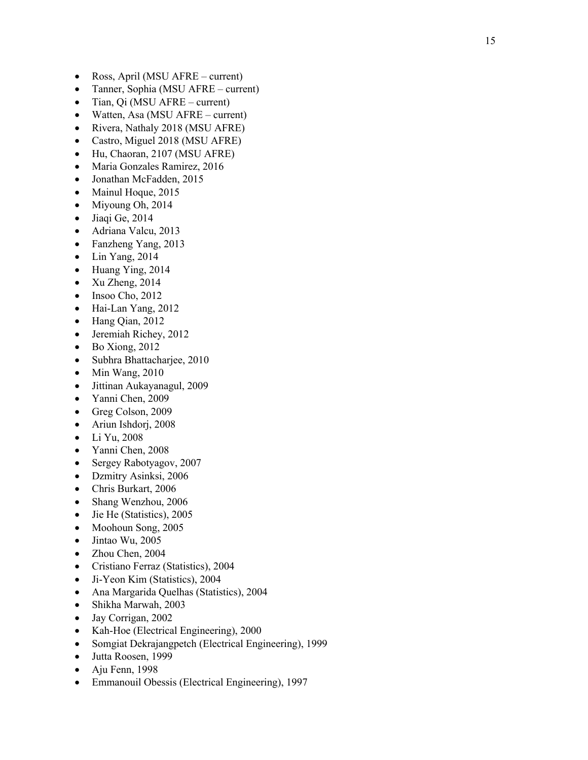- Ross, April (MSU AFRE – current)
- Tanner, Sophia (MSU AFRE – current)
- Tian, Qi (MSU AFRE – current)
- Watten, Asa (MSU AFRE – current)
- Rivera, Nathaly 2018 (MSU AFRE)
- Castro, Miguel 2018 (MSU AFRE)
- Hu, Chaoran, 2107 (MSU AFRE)
- Maria Gonzales Ramirez, 2016
- Jonathan McFadden, 2015
- Mainul Hoque, 2015
- Miyoung Oh, 2014
- Jiaqi Ge, 2014
- Adriana Valcu, 2013
- Fanzheng Yang, 2013
- Lin Yang, 2014
- Huang Ying, 2014
- Xu Zheng, 2014
- Insoo Cho, 2012
- Hai-Lan Yang, 2012
- Hang Qian, 2012
- Jeremiah Richey, 2012
- Bo Xiong, 2012
- Subhra Bhattacharjee, 2010
- Min Wang, 2010
- Jittinan Aukayanagul, 2009
- Yanni Chen, 2009
- Greg Colson, 2009
- Ariun Ishdorj, 2008
- Li Yu, 2008
- Yanni Chen, 2008
- Sergey Rabotyagov, 2007
- Dzmitry Asinksi, 2006
- Chris Burkart, 2006
- Shang Wenzhou, 2006
- Jie He (Statistics), 2005
- Moohoun Song, 2005
- Jintao Wu, 2005
- Zhou Chen, 2004
- Cristiano Ferraz (Statistics), 2004
- Ji-Yeon Kim (Statistics), 2004
- Ana Margarida Quelhas (Statistics), 2004
- Shikha Marwah, 2003
- Jay Corrigan, 2002
- Kah-Hoe (Electrical Engineering), 2000
- Somgiat Dekrajangpetch (Electrical Engineering), 1999
- Jutta Roosen, 1999
- Aju Fenn, 1998
- Emmanouil Obessis (Electrical Engineering), 1997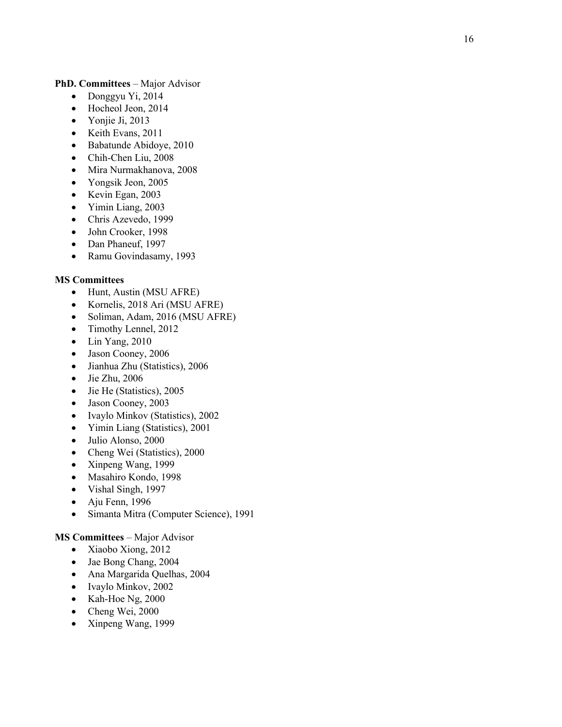**PhD. Committees** – Major Advisor

- Donggyu Yi, 2014
- Hocheol Jeon, 2014
- Yonjie Ji, 2013
- Keith Evans, 2011
- Babatunde Abidoye, 2010
- Chih-Chen Liu, 2008
- Mira Nurmakhanova, 2008
- Yongsik Jeon, 2005
- Kevin Egan, 2003
- Yimin Liang, 2003
- Chris Azevedo, 1999
- John Crooker, 1998
- Dan Phaneuf, 1997
- Ramu Govindasamy, 1993

**MS Committees**

- Hunt, Austin (MSU AFRE)
- Kornelis, 2018 Ari (MSU AFRE)
- Soliman, Adam, 2016 (MSU AFRE)
- Timothy Lennel, 2012
- Lin Yang, 2010
- Jason Cooney, 2006
- Jianhua Zhu (Statistics), 2006
- Jie Zhu, 2006
- Jie He (Statistics), 2005
- Jason Cooney, 2003
- Ivaylo Minkov (Statistics), 2002
- Yimin Liang (Statistics), 2001
- Julio Alonso, 2000
- Cheng Wei (Statistics), 2000
- Xinpeng Wang, 1999
- Masahiro Kondo, 1998
- Vishal Singh, 1997
- Aju Fenn, 1996
- Simanta Mitra (Computer Science), 1991

**MS Committees** – Major Advisor

- Xiaobo Xiong, 2012
- Jae Bong Chang, 2004
- Ana Margarida Quelhas, 2004
- Ivaylo Minkov, 2002
- Kah-Hoe Ng, 2000
- Cheng Wei, 2000
- Xinpeng Wang, 1999